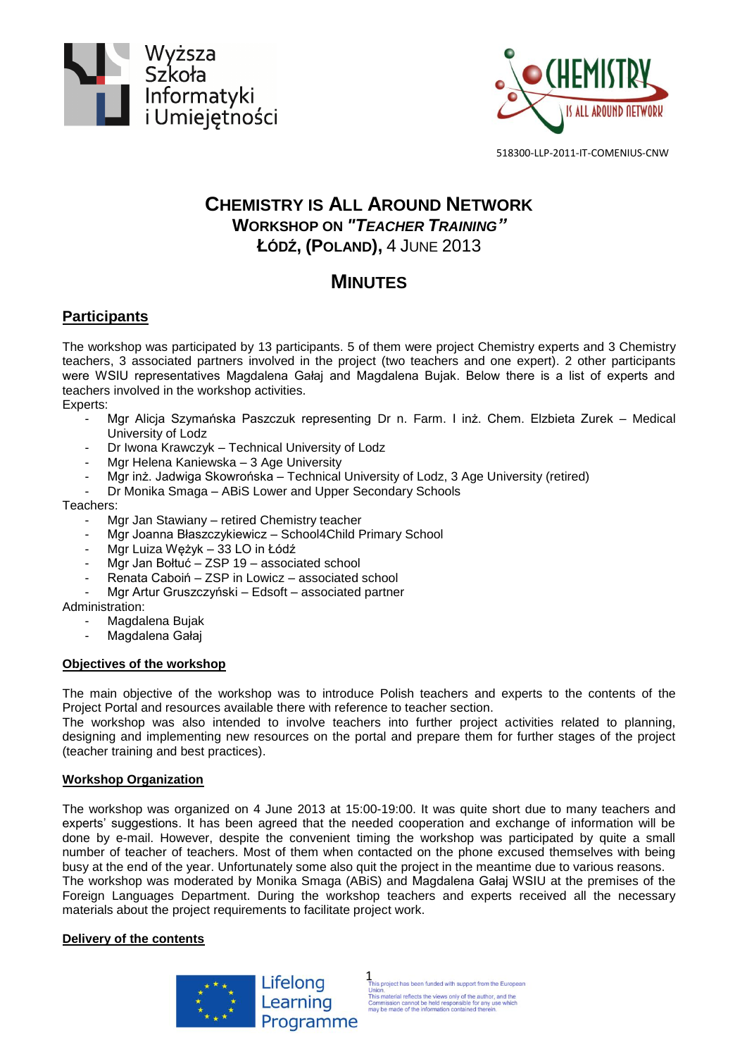518300-LLP-2011-IT-COMENIUS-CNW

# CHEMISTRY IS ALL AROUND NETWORK

## WORKSHOP ON *"TEACHER TRAINING"*

## ŁÓDŹ, (POLAND), 4 JUNE 2013

# MINUTES

## Participants

The workshop was participated by 13 participants. 5 of them were project Chemistry experts and 3 Chemistry teachers, 3 associated partners involved in the project (two teachers and one expert). 2 other participants were WSIU representatives Magdalena Gałaj and Magdalena Bujak. Below there is a list of experts and teachers involved in the workshop activities.

Experts:

- Mgr Alicja Szymańska Paszczuk representing Dr n. Farm. I inż. Chem. Elzbieta Zurek – Medical University of Lodz
- Dr Iwona Krawczyk – Technical University of Lodz
- Mgr Helena Kaniewska – 3 Age University
- Mgr inż. Jadwiga Skowrońska – Technical University of Lodz, 3 Age University (retired)
- Dr Monika Smaga – ABiS Lower and Upper Secondary Schools

Teachers:

- Mgr Jan Stawiany – retired Chemistry teacher
- Mgr Joanna Błaszczykiewicz – School4Child Primary School
- Mgr Luiza Wężyk – 33 LO in Łódź
- Mgr Jan Bołtuć – ZSP 19 – associated school
- Renata Caboiń – ZSP in Lowicz – associated school
- Mgr Artur Gruszczyński – Edsoft – associated partner

Administration:

- Magdalena Bujak
- Magdalena Gałaj

### Objectives of the workshop

The main objective of the workshop was to introduce Polish teachers and experts to the contents of the Project Portal and resources available there with reference to teacher section.

The workshop was also intended to involve teachers into further project activities related to planning, designing and implementing new resources on the portal and prepare them for further stages of the project (teacher training and best practices).

### Workshop Organization

The workshop was organized on 4 June 2013 at 15:00-19:00. It was quite short due to many teachers and experts' suggestions. It has been agreed that the needed cooperation and exchange of information will be done by e-mail. However, despite the convenient timing the workshop was participated by quite a small number of teacher of teachers. Most of them when contacted on the phone excused themselves with being busy at the end of the year. Unfortunately some also quit the project in the meantime due to various reasons.

The workshop was moderated by Monika Smaga (ABiS) and Magdalena Gałaj WSIU at the premises of the Foreign Languages Department. During the workshop teachers and experts received all the necessary materials about the project requirements to facilitate project work.

### Delivery of the contents

This project has been funded with support from the European Union. This material reflects the views only of the author, and the Commission cannot be held responsible for any use which may be made of the information contained therein.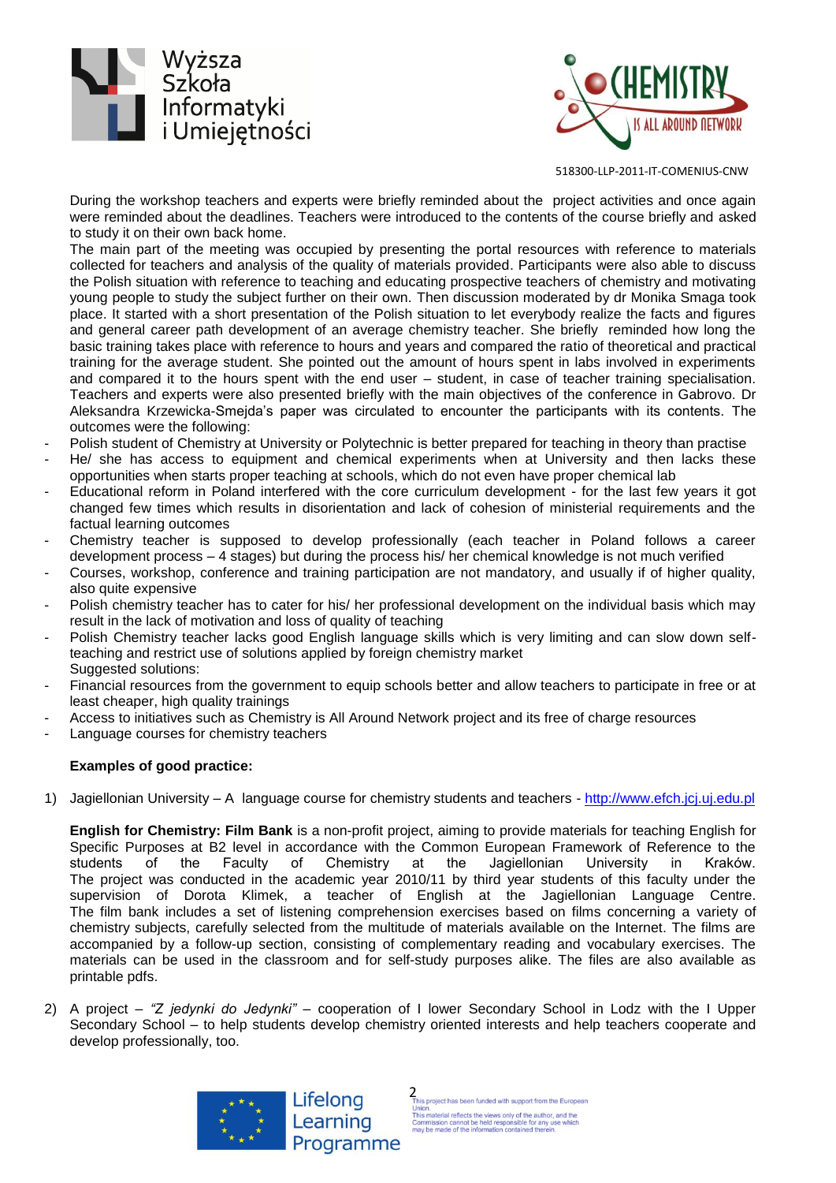During the workshop teachers and experts were briefly reminded about the project activities and once again were reminded about the deadlines. Teachers were introduced to the contents of the course briefly and asked to study it on their own back home.

The main part of the meeting was occupied by presenting the portal resources with reference to materials collected for teachers and analysis of the quality of materials provided. Participants were also able to discuss the Polish situation with reference to teaching and educating prospective teachers of chemistry and motivating young people to study the subject further on their own. Then discussion moderated by dr Monika Smaga took place. It started with a short presentation of the Polish situation to let everybody realize the facts and figures and general career path development of an average chemistry teacher. She briefly reminded how long the basic training takes place with reference to hours and years and compared the ratio of theoretical and practical training for the average student. She pointed out the amount of hours spent in labs involved in experiments and compared it to the hours spent with the end user – student, in case of teacher training specialisation. Teachers and experts were also presented briefly with the main objectives of the conference in Gabrovo. Dr Aleksandra Krzewicka-Smejda's paper was circulated to encounter the participants with its contents. The outcomes were the following:

- Polish student of Chemistry at University or Polytechnic is better prepared for teaching in theory than practise
- He/ she has access to equipment and chemical experiments when at University and then lacks these opportunities when starts proper teaching at schools, which do not even have proper chemical lab
- Educational reform in Poland interfered with the core curriculum development - for the last few years it got changed few times which results in disorientation and lack of cohesion of ministerial requirements and the factual learning outcomes
- Chemistry teacher is supposed to develop professionally (each teacher in Poland follows a career development process – 4 stages) but during the process his/ her chemical knowledge is not much verified
- Courses, workshop, conference and training participation are not mandatory, and usually if of higher quality, also quite expensive
- Polish chemistry teacher has to cater for his/ her professional development on the individual basis which may result in the lack of motivation and loss of quality of teaching
- Polish Chemistry teacher lacks good English language skills which is very limiting and can slow down self-teaching and restrict use of solutions applied by foreign chemistry market

Suggested solutions:

- Financial resources from the government to equip schools better and allow teachers to participate in free or at least cheaper, high quality trainings
- Access to initiatives such as Chemistry is All Around Network project and its free of charge resources
- Language courses for chemistry teachers

**Examples of good practice:**

1) Jagiellonian University – A language course for chemistry students and teachers - http://www.efch.jcj.uj.edu.pl

   **English for Chemistry: Film Bank** is a non-profit project, aiming to provide materials for teaching English for Specific Purposes at B2 level in accordance with the Common European Framework of Reference to the students of the Faculty of Chemistry at the Jagiellonian University in Kraków. The project was conducted in the academic year 2010/11 by third year students of this faculty under the supervision of Dorota Klimek, a teacher of English at the Jagiellonian Language Centre. The film bank includes a set of listening comprehension exercises based on films concerning a variety of chemistry subjects, carefully selected from the multitude of materials available on the Internet. The films are accompanied by a follow-up section, consisting of complementary reading and vocabulary exercises. The materials can be used in the classroom and for self-study purposes alike. The files are also available as printable pdfs.

2) A project – *"Z jedynki do Jedynki"* – cooperation of I lower Secondary School in Lodz with the I Upper Secondary School – to help students develop chemistry oriented interests and help teachers cooperate and develop professionally, too.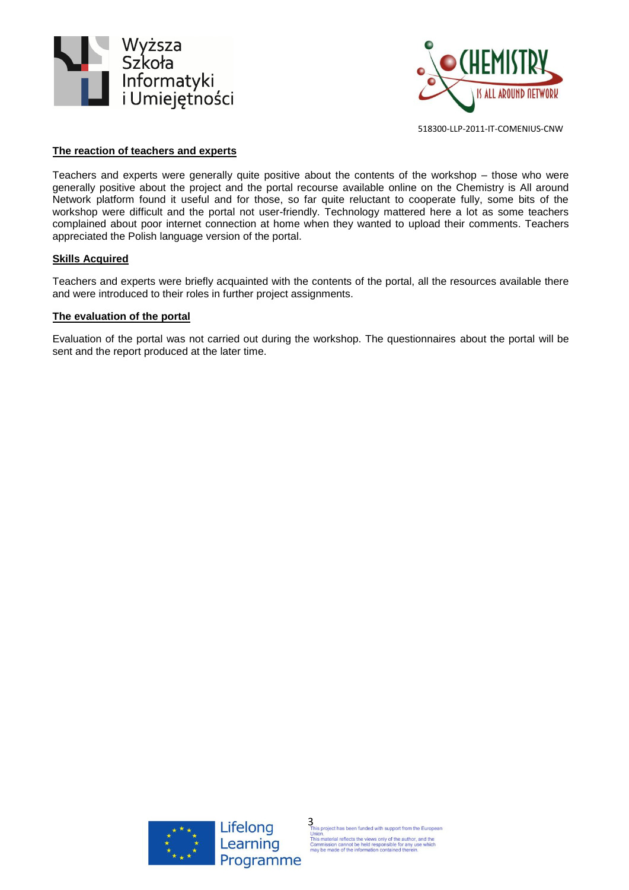**The reaction of teachers and experts**

Teachers and experts were generally quite positive about the contents of the workshop – those who were generally positive about the project and the portal recourse available online on the Chemistry is All around Network platform found it useful and for those, so far quite reluctant to cooperate fully, some bits of the workshop were difficult and the portal not user-friendly. Technology mattered here a lot as some teachers complained about poor internet connection at home when they wanted to upload their comments. Teachers appreciated the Polish language version of the portal.

**Skills Acquired**

Teachers and experts were briefly acquainted with the contents of the portal, all the resources available there and were introduced to their roles in further project assignments.

**The evaluation of the portal**

Evaluation of the portal was not carried out during the workshop. The questionnaires about the portal will be sent and the report produced at the later time.